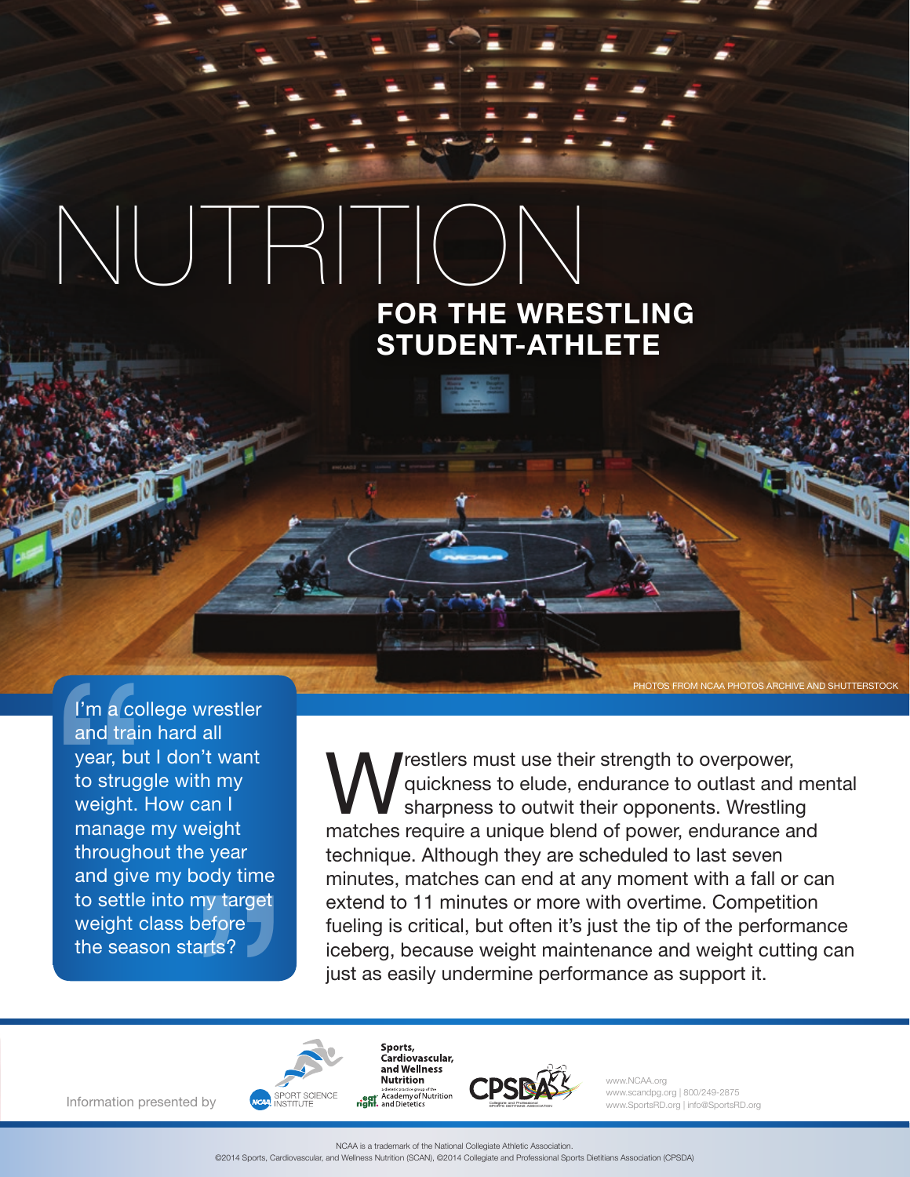# NUTRITION

## FOR THE WRESTLING STUDENT-ATHLETE

PHOTOS FROM NCAA PHOTOS ARCHIVE AND SHUTTERSTOCK

> "I'm a college wrestler and train hard all year, but I don't want to struggle with my weight. How can I manage my weight throughout the year and give my body time to settle into my target weight class before the season starts?"

Wrestlers must use their strength to overpower, quickness to elude, endurance to outlast and mental sharpness to outwit their opponents. Wrestling matches require a unique blend of power, endurance and technique. Although they are scheduled to last seven minutes, matches can end at any moment with a fall or can extend to 11 minutes or more with overtime. Competition fueling is critical, but often it's just the tip of the performance iceberg, because weight maintenance and weight cutting can just as easily undermine performance as support it.

Information presented by NCAA Sport Science Institute; Sports, Cardiovascular, and Wellness Nutrition, a dietetic practice group of the eat right. Academy of Nutrition and Dietetics; CPSDA Collegiate and Professional Sports Dietitians Association

www.NCAA.org
www.scandpg.org | 800/249-2875
www.SportsRD.org | info@SportsRD.org

NCAA is a trademark of the National Collegiate Athletic Association.
©2014 Sports, Cardiovascular, and Wellness Nutrition (SCAN), ©2014 Collegiate and Professional Sports Dietitians Association (CPSDA)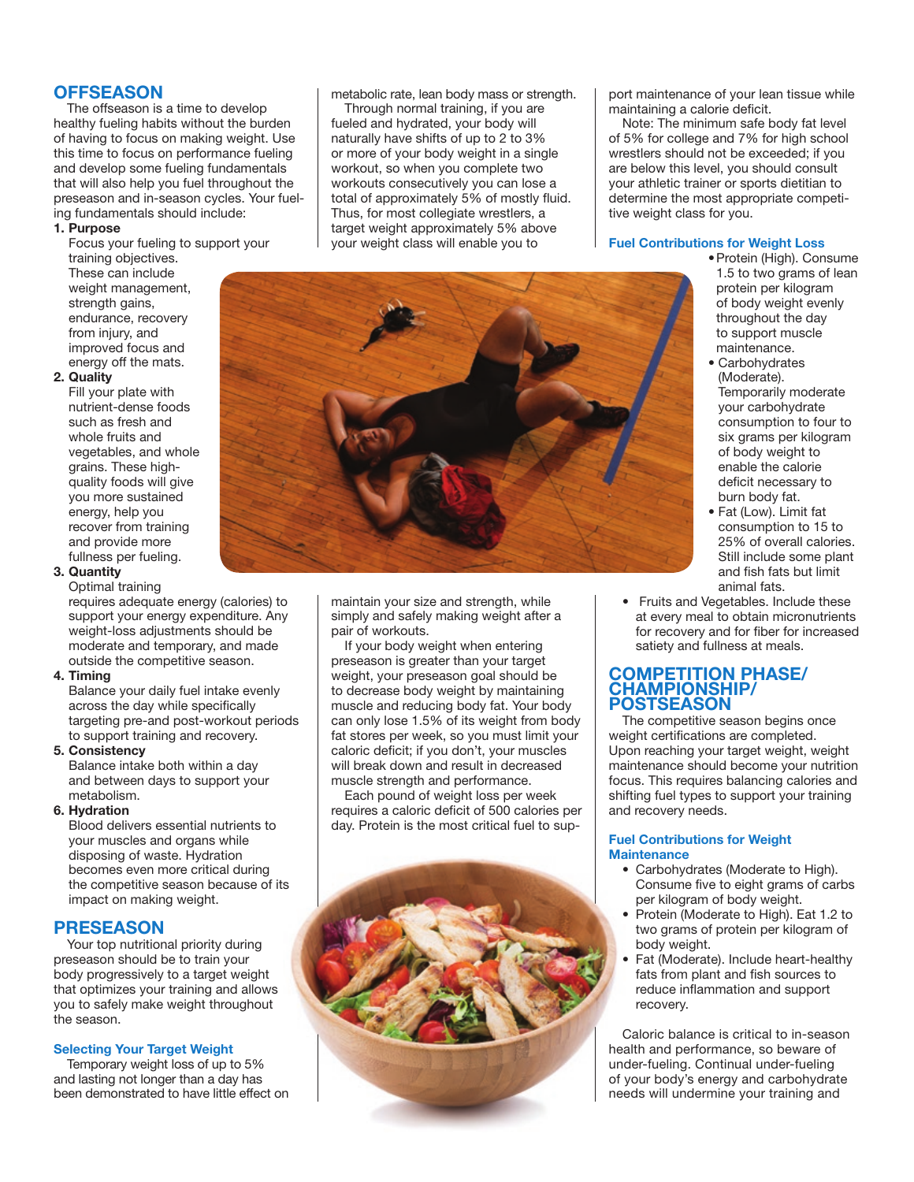## OFFSEASON

The offseason is a time to develop healthy fueling habits without the burden of having to focus on making weight. Use this time to focus on performance fueling and develop some fueling fundamentals that will also help you fuel throughout the preseason and in-season cycles. Your fueling fundamentals should include:

1. **Purpose**
   Focus your fueling to support your training objectives. These can include weight management, strength gains, endurance, recovery from injury, and improved focus and energy off the mats.
2. **Quality**
   Fill your plate with nutrient-dense foods such as fresh and whole fruits and vegetables, and whole grains. These high-quality foods will give you more sustained energy, help you recover from training and provide more fullness per fueling.
3. **Quantity**
   Optimal training requires adequate energy (calories) to support your energy expenditure. Any weight-loss adjustments should be moderate and temporary, and made outside the competitive season.
4. **Timing**
   Balance your daily fuel intake evenly across the day while specifically targeting pre-and post-workout periods to support training and recovery.
5. **Consistency**
   Balance intake both within a day and between days to support your metabolism.
6. **Hydration**
   Blood delivers essential nutrients to your muscles and organs while disposing of waste. Hydration becomes even more critical during the competitive season because of its impact on making weight.

## PRESEASON

Your top nutritional priority during preseason should be to train your body progressively to a target weight that optimizes your training and allows you to safely make weight throughout the season.

### Selecting Your Target Weight

Temporary weight loss of up to 5% and lasting not longer than a day has been demonstrated to have little effect on metabolic rate, lean body mass or strength.

Through normal training, if you are fueled and hydrated, your body will naturally have shifts of up to 2 to 3% or more of your body weight in a single workout, so when you complete two workouts consecutively you can lose a total of approximately 5% of mostly fluid. Thus, for most collegiate wrestlers, a target weight approximately 5% above your weight class will enable you to maintain your size and strength, while simply and safely making weight after a pair of workouts.

If your body weight when entering preseason is greater than your target weight, your preseason goal should be to decrease body weight by maintaining muscle and reducing body fat. Your body can only lose 1.5% of its weight from body fat stores per week, so you must limit your caloric deficit; if you don't, your muscles will break down and result in decreased muscle strength and performance.

Each pound of weight loss per week requires a caloric deficit of 500 calories per day. Protein is the most critical fuel to support maintenance of your lean tissue while maintaining a calorie deficit.

Note: The minimum safe body fat level of 5% for college and 7% for high school wrestlers should not be exceeded; if you are below this level, you should consult your athletic trainer or sports dietitian to determine the most appropriate competitive weight class for you.

### Fuel Contributions for Weight Loss

- Protein (High). Consume 1.5 to two grams of lean protein per kilogram of body weight evenly throughout the day to support muscle maintenance.
- Carbohydrates (Moderate). Temporarily moderate your carbohydrate consumption to four to six grams per kilogram of body weight to enable the calorie deficit necessary to burn body fat.
- Fat (Low). Limit fat consumption to 15 to 25% of overall calories. Still include some plant and fish fats but limit animal fats.
- Fruits and Vegetables. Include these at every meal to obtain micronutrients for recovery and for fiber for increased satiety and fullness at meals.

## COMPETITION PHASE/ CHAMPIONSHIP/ POSTSEASON

The competitive season begins once weight certifications are completed. Upon reaching your target weight, weight maintenance should become your nutrition focus. This requires balancing calories and shifting fuel types to support your training and recovery needs.

### Fuel Contributions for Weight Maintenance

- Carbohydrates (Moderate to High). Consume five to eight grams of carbs per kilogram of body weight.
- Protein (Moderate to High). Eat 1.2 to two grams of protein per kilogram of body weight.
- Fat (Moderate). Include heart-healthy fats from plant and fish sources to reduce inflammation and support recovery.

Caloric balance is critical to in-season health and performance, so beware of under-fueling. Continual under-fueling of your body's energy and carbohydrate needs will undermine your training and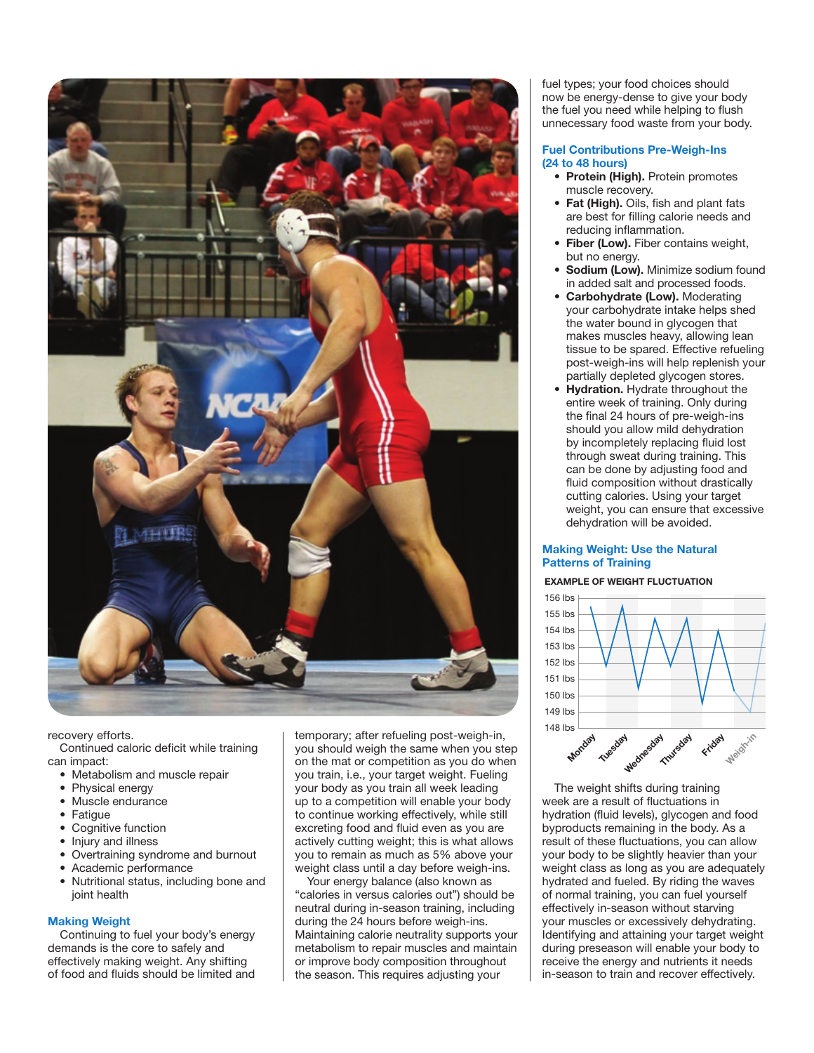recovery efforts.

Continued caloric deficit while training can impact:

- Metabolism and muscle repair
- Physical energy
- Muscle endurance
- Fatigue
- Cognitive function
- Injury and illness
- Overtraining syndrome and burnout
- Academic performance
- Nutritional status, including bone and joint health

## Making Weight

Continuing to fuel your body's energy demands is the core to safely and effectively making weight. Any shifting of food and fluids should be limited and temporary; after refueling post-weigh-in, you should weigh the same when you step on the mat or competition as you do when you train, i.e., your target weight. Fueling your body as you train all week leading up to a competition will enable your body to continue working effectively, while still excreting food and fluid even as you are actively cutting weight; this is what allows you to remain as much as 5% above your weight class until a day before weigh-ins.

Your energy balance (also known as "calories in versus calories out") should be neutral during in-season training, including during the 24 hours before weigh-ins. Maintaining calorie neutrality supports your metabolism to repair muscles and maintain or improve body composition throughout the season. This requires adjusting your fuel types; your food choices should now be energy-dense to give your body the fuel you need while helping to flush unnecessary food waste from your body.

## Fuel Contributions Pre-Weigh-Ins (24 to 48 hours)

- **Protein (High).** Protein promotes muscle recovery.
- **Fat (High).** Oils, fish and plant fats are best for filling calorie needs and reducing inflammation.
- **Fiber (Low).** Fiber contains weight, but no energy.
- **Sodium (Low).** Minimize sodium found in added salt and processed foods.
- **Carbohydrate (Low).** Moderating your carbohydrate intake helps shed the water bound in glycogen that makes muscles heavy, allowing lean tissue to be spared. Effective refueling post-weigh-ins will help replenish your partially depleted glycogen stores.
- **Hydration.** Hydrate throughout the entire week of training. Only during the final 24 hours of pre-weigh-ins should you allow mild dehydration by incompletely replacing fluid lost through sweat during training. This can be done by adjusting food and fluid composition without drastically cutting calories. Using your target weight, you can ensure that excessive dehydration will be avoided.

## Making Weight: Use the Natural Patterns of Training

EXAMPLE OF WEIGHT FLUCTUATION

The weight shifts during training week are a result of fluctuations in hydration (fluid levels), glycogen and food byproducts remaining in the body. As a result of these fluctuations, you can allow your body to be slightly heavier than your weight class as long as you are adequately hydrated and fueled. By riding the waves of normal training, you can fuel yourself effectively in-season without starving your muscles or excessively dehydrating. Identifying and attaining your target weight during preseason will enable your body to receive the energy and nutrients it needs in-season to train and recover effectively.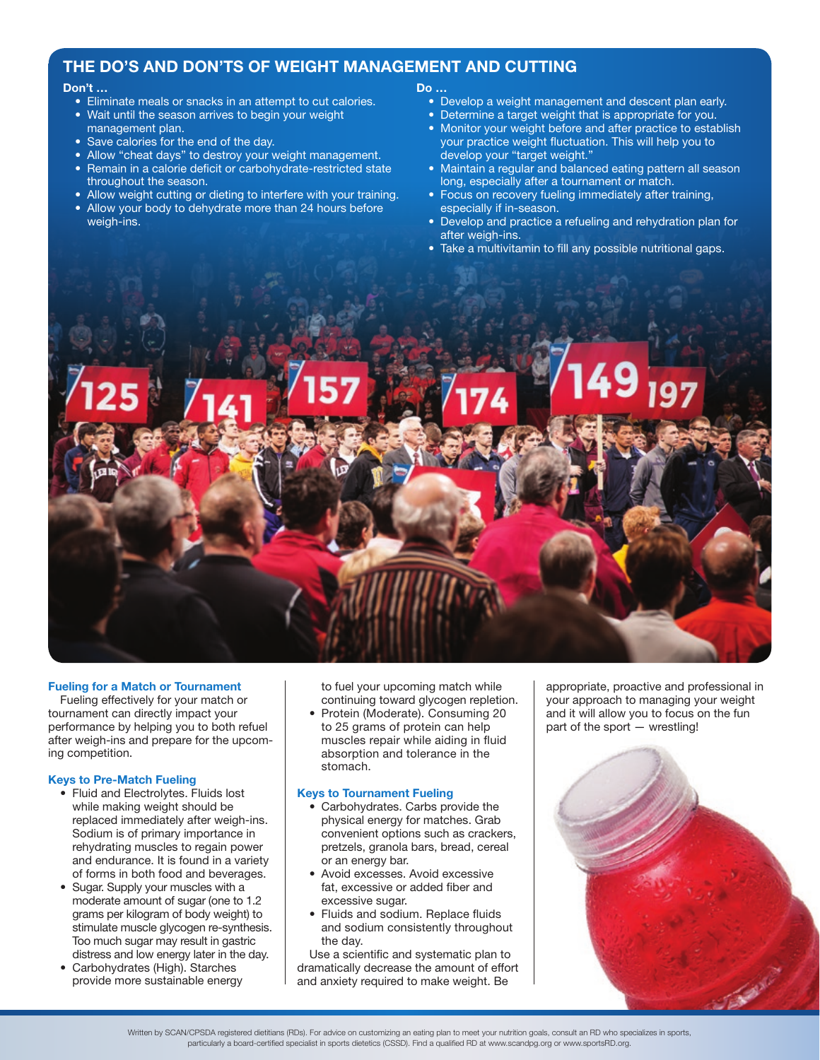## THE DO'S AND DON'TS OF WEIGHT MANAGEMENT AND CUTTING

**Don't …**

- Eliminate meals or snacks in an attempt to cut calories.
- Wait until the season arrives to begin your weight management plan.
- Save calories for the end of the day.
- Allow "cheat days" to destroy your weight management.
- Remain in a calorie deficit or carbohydrate-restricted state throughout the season.
- Allow weight cutting or dieting to interfere with your training.
- Allow your body to dehydrate more than 24 hours before weigh-ins.

**Do …**

- Develop a weight management and descent plan early.
- Determine a target weight that is appropriate for you.
- Monitor your weight before and after practice to establish your practice weight fluctuation. This will help you to develop your "target weight."
- Maintain a regular and balanced eating pattern all season long, especially after a tournament or match.
- Focus on recovery fueling immediately after training, especially if in-season.
- Develop and practice a refueling and rehydration plan for after weigh-ins.
- Take a multivitamin to fill any possible nutritional gaps.

### Fueling for a Match or Tournament

Fueling effectively for your match or tournament can directly impact your performance by helping you to both refuel after weigh-ins and prepare for the upcoming competition.

### Keys to Pre-Match Fueling

- Fluid and Electrolytes. Fluids lost while making weight should be replaced immediately after weigh-ins. Sodium is of primary importance in rehydrating muscles to regain power and endurance. It is found in a variety of forms in both food and beverages.
- Sugar. Supply your muscles with a moderate amount of sugar (one to 1.2 grams per kilogram of body weight) to stimulate muscle glycogen re-synthesis. Too much sugar may result in gastric distress and low energy later in the day.
- Carbohydrates (High). Starches provide more sustainable energy to fuel your upcoming match while continuing toward glycogen repletion.
- Protein (Moderate). Consuming 20 to 25 grams of protein can help muscles repair while aiding in fluid absorption and tolerance in the stomach.

### Keys to Tournament Fueling

- Carbohydrates. Carbs provide the physical energy for matches. Grab convenient options such as crackers, pretzels, granola bars, bread, cereal or an energy bar.
- Avoid excesses. Avoid excessive fat, excessive or added fiber and excessive sugar.
- Fluids and sodium. Replace fluids and sodium consistently throughout the day.

Use a scientific and systematic plan to dramatically decrease the amount of effort and anxiety required to make weight. Be appropriate, proactive and professional in your approach to managing your weight and it will allow you to focus on the fun part of the sport — wrestling!

Written by SCAN/CPSDA registered dietitians (RDs). For advice on customizing an eating plan to meet your nutrition goals, consult an RD who specializes in sports, particularly a board-certified specialist in sports dietetics (CSSD). Find a qualified RD at www.scandpg.org or www.sportsRD.org.